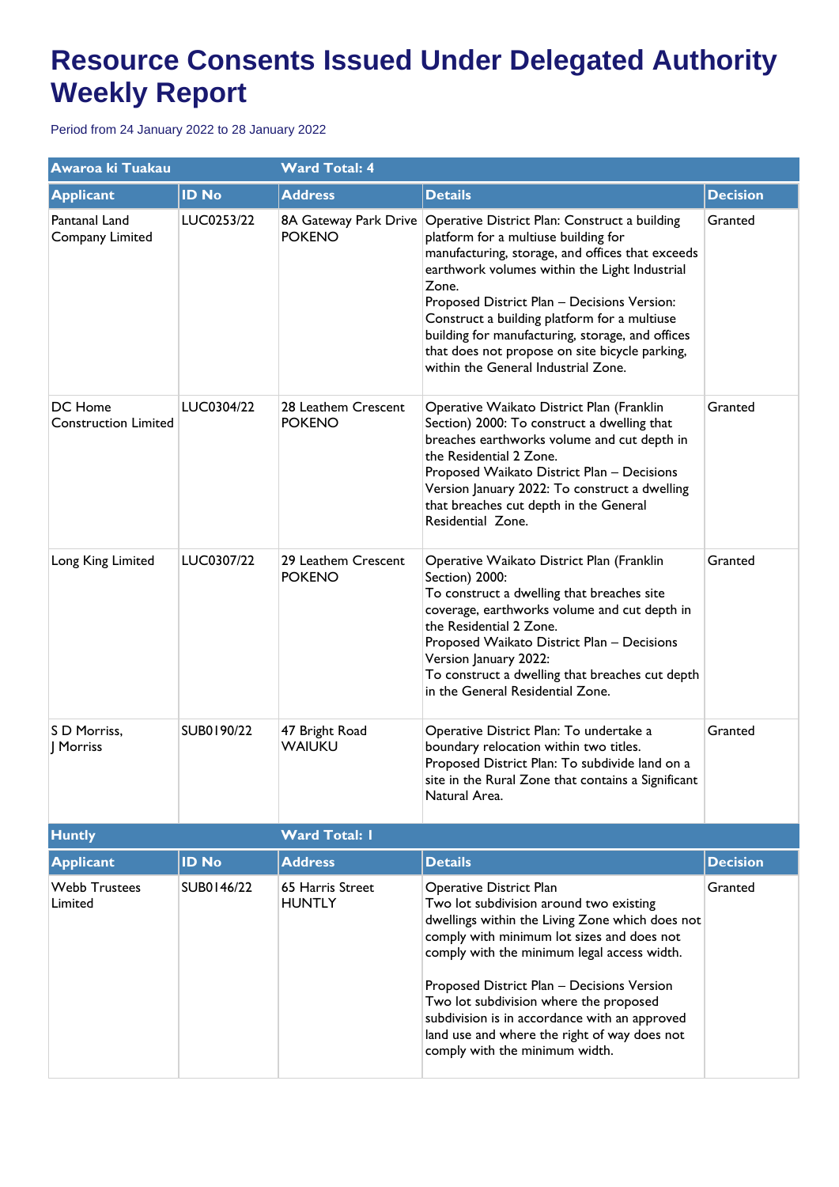# Resource Consents Issued Under Delegated Authority Weekly Report

Period from 24 January 2022 to 28 January 2022

| Awaroa ki Tuakau | | Ward Total: 4 | | |
|---|---|---|---|---|
| **Applicant** | **ID No** | **Address** | **Details** | **Decision** |
| Pantanal Land Company Limited | LUC0253/22 | 8A Gateway Park Drive POKENO | Operative District Plan: Construct a building platform for a multiuse building for manufacturing, storage, and offices that exceeds earthwork volumes within the Light Industrial Zone.<br>Proposed District Plan – Decisions Version: Construct a building platform for a multiuse building for manufacturing, storage, and offices that does not propose on site bicycle parking, within the General Industrial Zone. | Granted |
| DC Home Construction Limited | LUC0304/22 | 28 Leathem Crescent POKENO | Operative Waikato District Plan (Franklin Section) 2000: To construct a dwelling that breaches earthworks volume and cut depth in the Residential 2 Zone.<br>Proposed Waikato District Plan – Decisions Version January 2022: To construct a dwelling that breaches cut depth in the General Residential Zone. | Granted |
| Long King Limited | LUC0307/22 | 29 Leathem Crescent POKENO | Operative Waikato District Plan (Franklin Section) 2000:<br>To construct a dwelling that breaches site coverage, earthworks volume and cut depth in the Residential 2 Zone.<br>Proposed Waikato District Plan – Decisions Version January 2022:<br>To construct a dwelling that breaches cut depth in the General Residential Zone. | Granted |
| S D Morriss, J Morriss | SUB0190/22 | 47 Bright Road WAIUKU | Operative District Plan: To undertake a boundary relocation within two titles.<br>Proposed District Plan: To subdivide land on a site in the Rural Zone that contains a Significant Natural Area. | Granted |

| Huntly | | Ward Total: 1 | | |
|---|---|---|---|---|
| **Applicant** | **ID No** | **Address** | **Details** | **Decision** |
| Webb Trustees Limited | SUB0146/22 | 65 Harris Street HUNTLY | Operative District Plan<br>Two lot subdivision around two existing dwellings within the Living Zone which does not comply with minimum lot sizes and does not comply with the minimum legal access width.<br><br>Proposed District Plan – Decisions Version<br>Two lot subdivision where the proposed subdivision is in accordance with an approved land use and where the right of way does not comply with the minimum width. | Granted |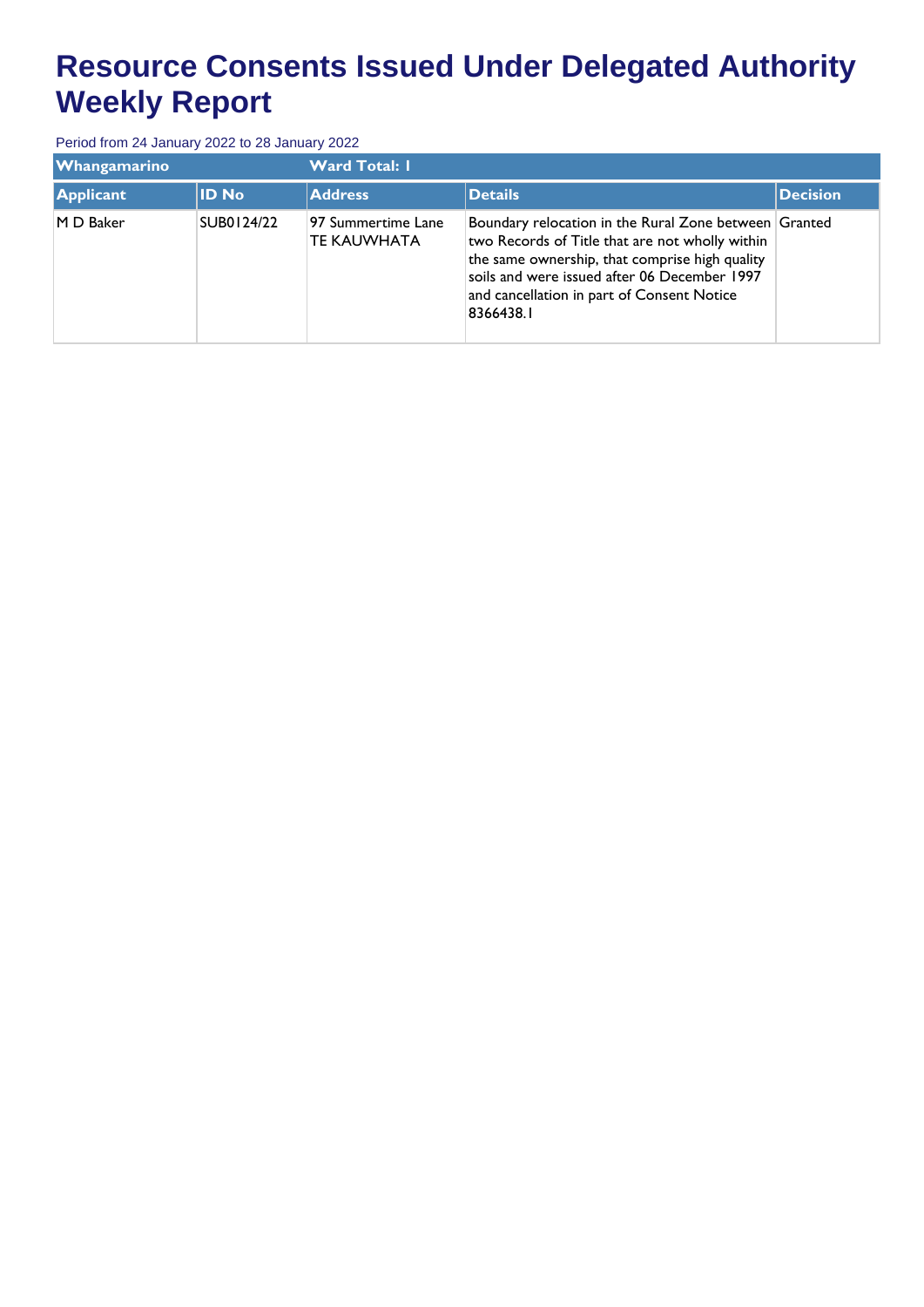# Resource Consents Issued Under Delegated Authority Weekly Report

Period from 24 January 2022 to 28 January 2022

| Whangamarino | | Ward Total: 1 | | |
|---|---|---|---|---|
| **Applicant** | **ID No** | **Address** | **Details** | **Decision** |
| M D Baker | SUB0124/22 | 97 Summertime Lane TE KAUWHATA | Boundary relocation in the Rural Zone between two Records of Title that are not wholly within the same ownership, that comprise high quality soils and were issued after 06 December 1997 and cancellation in part of Consent Notice 8366438.1 | Granted |